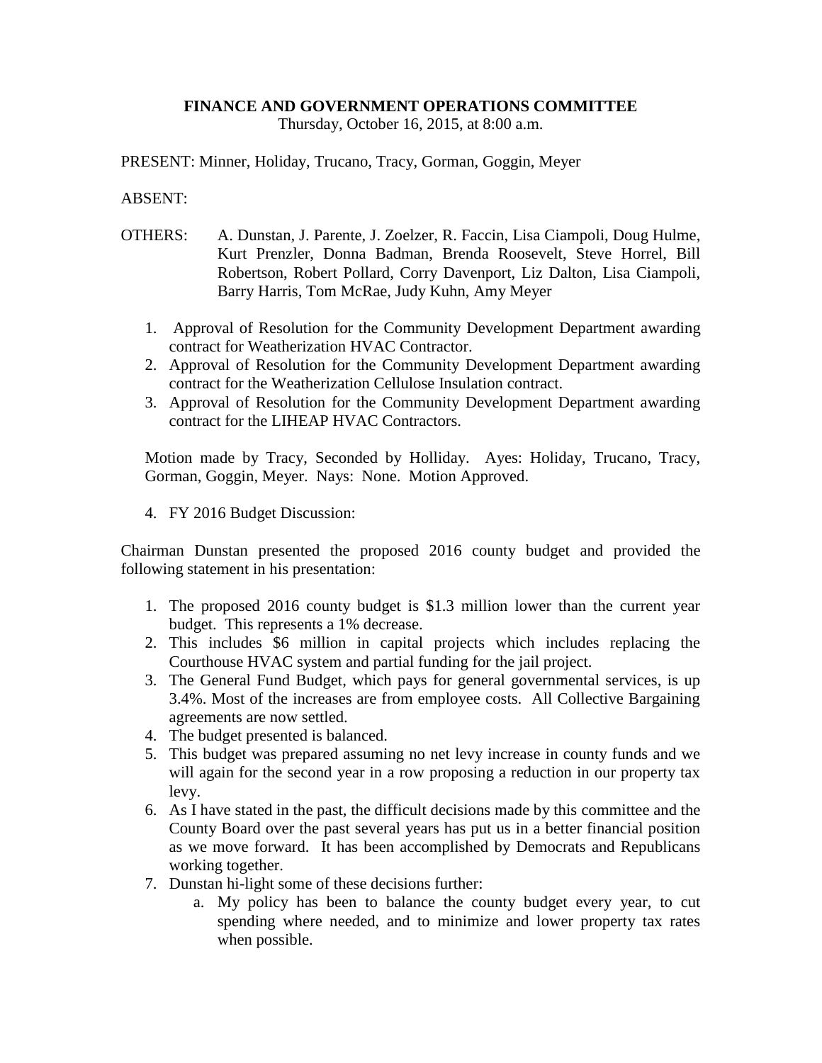**FINANCE AND GOVERNMENT OPERATIONS COMMITTEE**
Thursday, October 16, 2015, at 8:00 a.m.

PRESENT: Minner, Holiday, Trucano, Tracy, Gorman, Goggin, Meyer

ABSENT:

OTHERS: A. Dunstan, J. Parente, J. Zoelzer, R. Faccin, Lisa Ciampoli, Doug Hulme, Kurt Prenzler, Donna Badman, Brenda Roosevelt, Steve Horrel, Bill Robertson, Robert Pollard, Corry Davenport, Liz Dalton, Lisa Ciampoli, Barry Harris, Tom McRae, Judy Kuhn, Amy Meyer

1. Approval of Resolution for the Community Development Department awarding contract for Weatherization HVAC Contractor.
2. Approval of Resolution for the Community Development Department awarding contract for the Weatherization Cellulose Insulation contract.
3. Approval of Resolution for the Community Development Department awarding contract for the LIHEAP HVAC Contractors.

Motion made by Tracy, Seconded by Holliday. Ayes: Holiday, Trucano, Tracy, Gorman, Goggin, Meyer. Nays: None. Motion Approved.

4. FY 2016 Budget Discussion:

Chairman Dunstan presented the proposed 2016 county budget and provided the following statement in his presentation:

1. The proposed 2016 county budget is $1.3 million lower than the current year budget. This represents a 1% decrease.
2. This includes $6 million in capital projects which includes replacing the Courthouse HVAC system and partial funding for the jail project.
3. The General Fund Budget, which pays for general governmental services, is up 3.4%. Most of the increases are from employee costs. All Collective Bargaining agreements are now settled.
4. The budget presented is balanced.
5. This budget was prepared assuming no net levy increase in county funds and we will again for the second year in a row proposing a reduction in our property tax levy.
6. As I have stated in the past, the difficult decisions made by this committee and the County Board over the past several years has put us in a better financial position as we move forward. It has been accomplished by Democrats and Republicans working together.
7. Dunstan hi-light some of these decisions further:
   a. My policy has been to balance the county budget every year, to cut spending where needed, and to minimize and lower property tax rates when possible.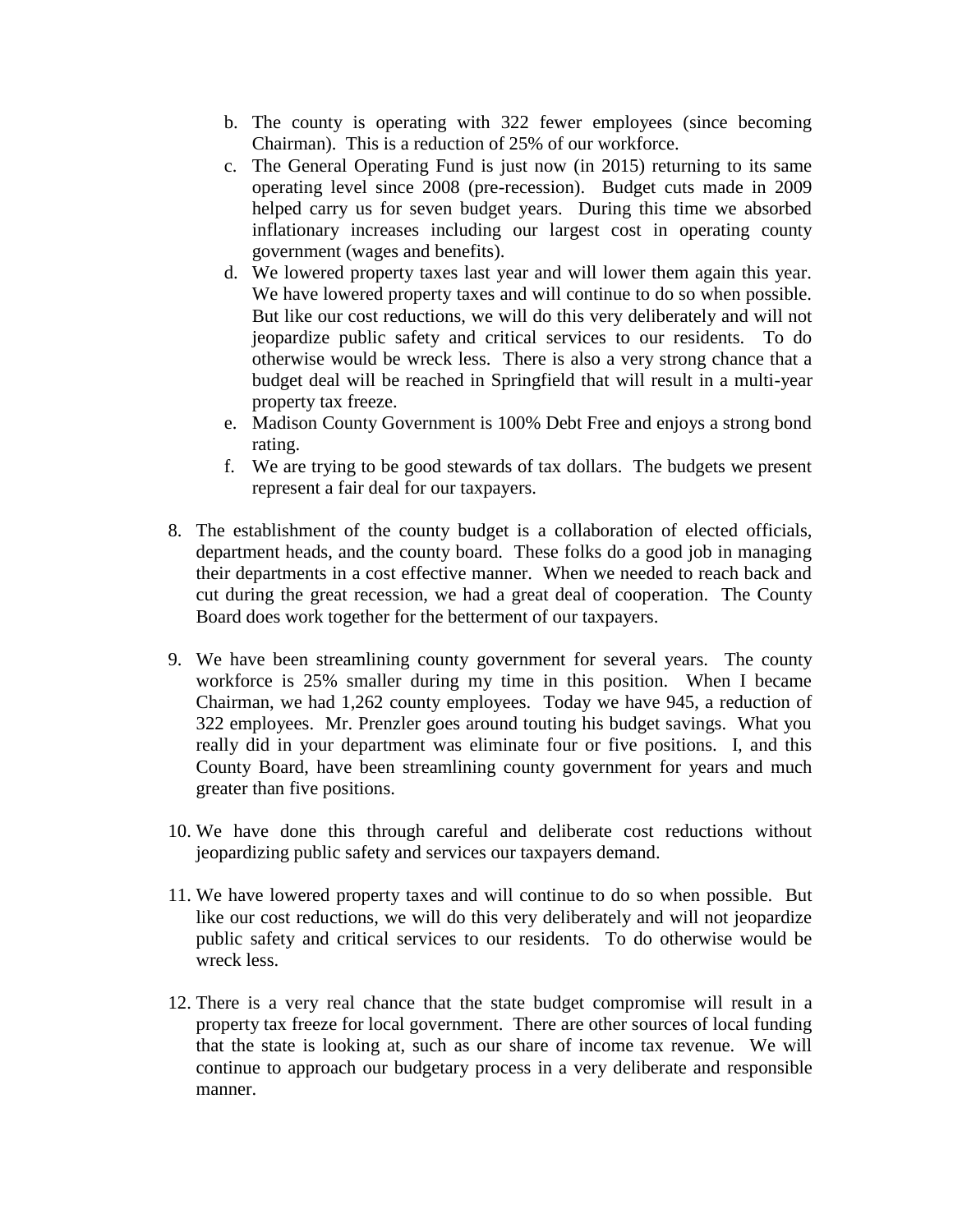b. The county is operating with 322 fewer employees (since becoming Chairman). This is a reduction of 25% of our workforce.
c. The General Operating Fund is just now (in 2015) returning to its same operating level since 2008 (pre-recession). Budget cuts made in 2009 helped carry us for seven budget years. During this time we absorbed inflationary increases including our largest cost in operating county government (wages and benefits).
d. We lowered property taxes last year and will lower them again this year. We have lowered property taxes and will continue to do so when possible. But like our cost reductions, we will do this very deliberately and will not jeopardize public safety and critical services to our residents. To do otherwise would be wreck less. There is also a very strong chance that a budget deal will be reached in Springfield that will result in a multi-year property tax freeze.
e. Madison County Government is 100% Debt Free and enjoys a strong bond rating.
f. We are trying to be good stewards of tax dollars. The budgets we present represent a fair deal for our taxpayers.

8. The establishment of the county budget is a collaboration of elected officials, department heads, and the county board. These folks do a good job in managing their departments in a cost effective manner. When we needed to reach back and cut during the great recession, we had a great deal of cooperation. The County Board does work together for the betterment of our taxpayers.

9. We have been streamlining county government for several years. The county workforce is 25% smaller during my time in this position. When I became Chairman, we had 1,262 county employees. Today we have 945, a reduction of 322 employees. Mr. Prenzler goes around touting his budget savings. What you really did in your department was eliminate four or five positions. I, and this County Board, have been streamlining county government for years and much greater than five positions.

10. We have done this through careful and deliberate cost reductions without jeopardizing public safety and services our taxpayers demand.

11. We have lowered property taxes and will continue to do so when possible. But like our cost reductions, we will do this very deliberately and will not jeopardize public safety and critical services to our residents. To do otherwise would be wreck less.

12. There is a very real chance that the state budget compromise will result in a property tax freeze for local government. There are other sources of local funding that the state is looking at, such as our share of income tax revenue. We will continue to approach our budgetary process in a very deliberate and responsible manner.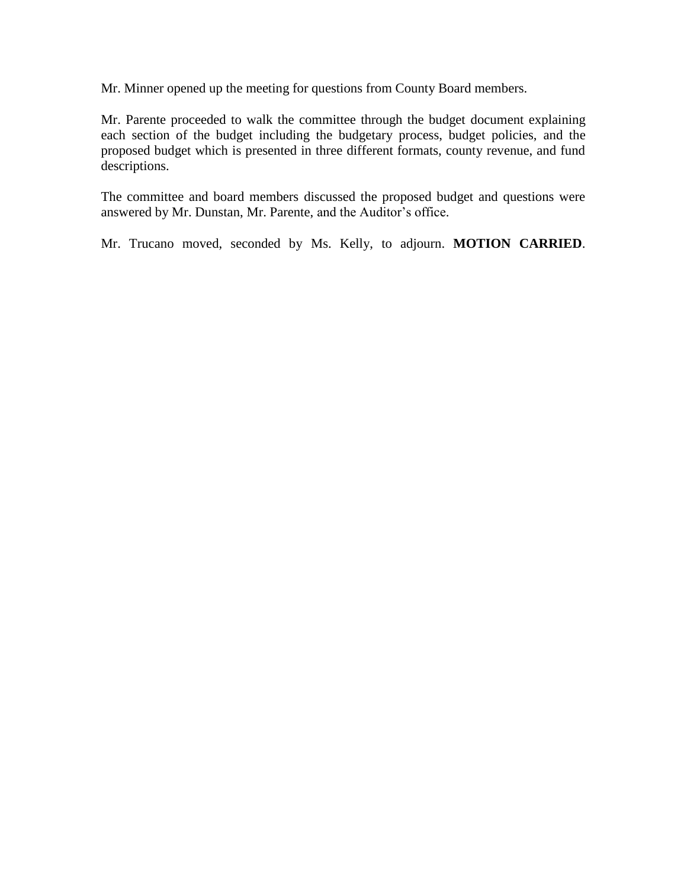Mr. Minner opened up the meeting for questions from County Board members.

Mr. Parente proceeded to walk the committee through the budget document explaining each section of the budget including the budgetary process, budget policies, and the proposed budget which is presented in three different formats, county revenue, and fund descriptions.

The committee and board members discussed the proposed budget and questions were answered by Mr. Dunstan, Mr. Parente, and the Auditor's office.

Mr. Trucano moved, seconded by Ms. Kelly, to adjourn. **MOTION CARRIED**.